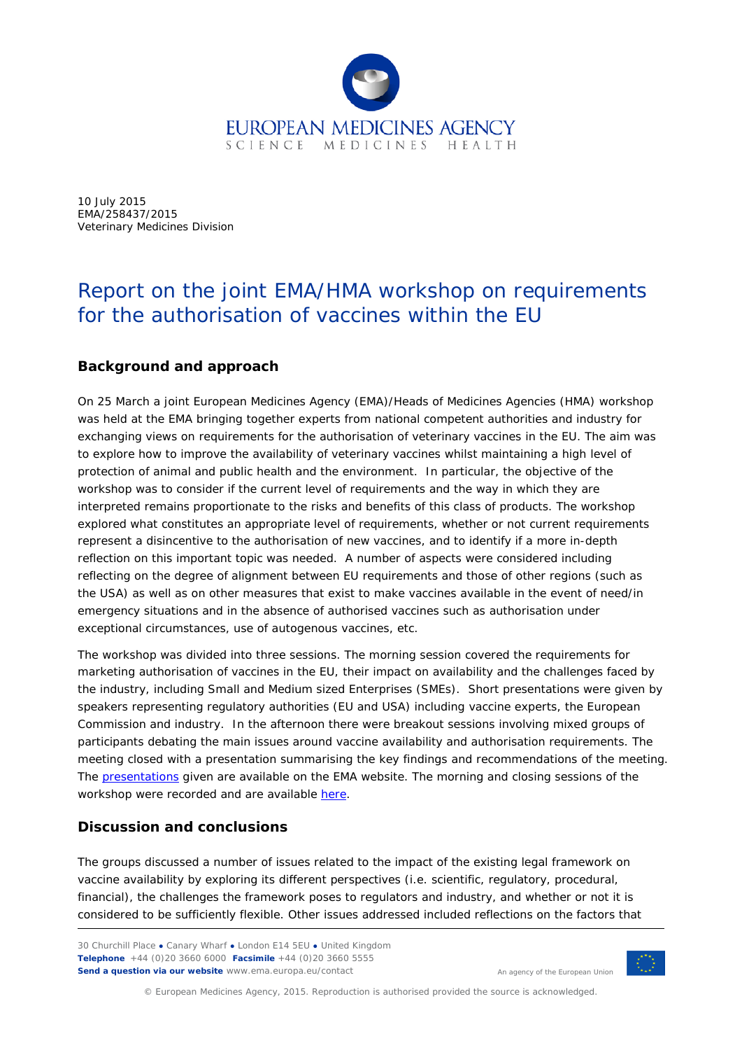EUROPEAN MEDICINES AGENCY
SCIENCE MEDICINES HEALTH

10 July 2015
EMA/258437/2015
Veterinary Medicines Division

# Report on the joint EMA/HMA workshop on requirements for the authorisation of vaccines within the EU

## Background and approach

On 25 March a joint European Medicines Agency (EMA)/Heads of Medicines Agencies (HMA) workshop was held at the EMA bringing together experts from national competent authorities and industry for exchanging views on requirements for the authorisation of veterinary vaccines in the EU. The aim was to explore how to improve the availability of veterinary vaccines whilst maintaining a high level of protection of animal and public health and the environment. In particular, the objective of the workshop was to consider if the current level of requirements and the way in which they are interpreted remains proportionate to the risks and benefits of this class of products. The workshop explored what constitutes an appropriate level of requirements, whether or not current requirements represent a disincentive to the authorisation of new vaccines, and to identify if a more in-depth reflection on this important topic was needed. A number of aspects were considered including reflecting on the degree of alignment between EU requirements and those of other regions (such as the USA) as well as on other measures that exist to make vaccines available in the event of need/in emergency situations and in the absence of authorised vaccines such as authorisation under exceptional circumstances, use of autogenous vaccines, etc.

The workshop was divided into three sessions. The morning session covered the requirements for marketing authorisation of vaccines in the EU, their impact on availability and the challenges faced by the industry, including Small and Medium sized Enterprises (SMEs). Short presentations were given by speakers representing regulatory authorities (EU and USA) including vaccine experts, the European Commission and industry. In the afternoon there were breakout sessions involving mixed groups of participants debating the main issues around vaccine availability and authorisation requirements. The meeting closed with a presentation summarising the key findings and recommendations of the meeting. The presentations given are available on the EMA website. The morning and closing sessions of the workshop were recorded and are available here.

## Discussion and conclusions

The groups discussed a number of issues related to the impact of the existing legal framework on vaccine availability by exploring its different perspectives (i.e. scientific, regulatory, procedural, financial), the challenges the framework poses to regulators and industry, and whether or not it is considered to be sufficiently flexible. Other issues addressed included reflections on the factors that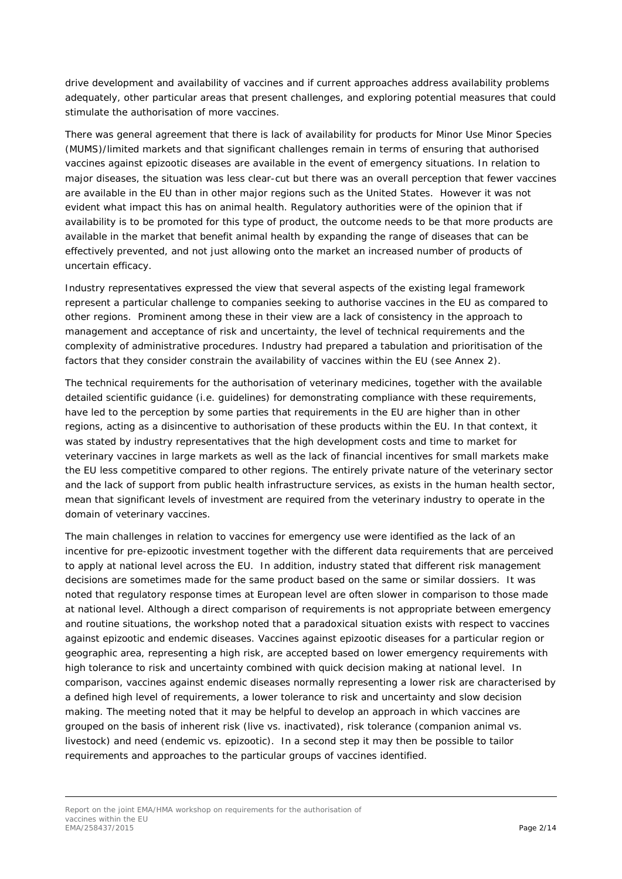drive development and availability of vaccines and if current approaches address availability problems adequately, other particular areas that present challenges, and exploring potential measures that could stimulate the authorisation of more vaccines.

There was general agreement that there is lack of availability for products for Minor Use Minor Species (MUMS)/limited markets and that significant challenges remain in terms of ensuring that authorised vaccines against epizootic diseases are available in the event of emergency situations. In relation to major diseases, the situation was less clear-cut but there was an overall perception that fewer vaccines are available in the EU than in other major regions such as the United States. However it was not evident what impact this has on animal health. Regulatory authorities were of the opinion that if availability is to be promoted for this type of product, the outcome needs to be that more products are available in the market that benefit animal health by expanding the range of diseases that can be effectively prevented, and not just allowing onto the market an increased number of products of uncertain efficacy.

Industry representatives expressed the view that several aspects of the existing legal framework represent a particular challenge to companies seeking to authorise vaccines in the EU as compared to other regions. Prominent among these in their view are a lack of consistency in the approach to management and acceptance of risk and uncertainty, the level of technical requirements and the complexity of administrative procedures. Industry had prepared a tabulation and prioritisation of the factors that they consider constrain the availability of vaccines within the EU (see Annex 2).

The technical requirements for the authorisation of veterinary medicines, together with the available detailed scientific guidance (i.e. guidelines) for demonstrating compliance with these requirements, have led to the perception by some parties that requirements in the EU are higher than in other regions, acting as a disincentive to authorisation of these products within the EU. In that context, it was stated by industry representatives that the high development costs and time to market for veterinary vaccines in large markets as well as the lack of financial incentives for small markets make the EU less competitive compared to other regions. The entirely private nature of the veterinary sector and the lack of support from public health infrastructure services, as exists in the human health sector, mean that significant levels of investment are required from the veterinary industry to operate in the domain of veterinary vaccines.

The main challenges in relation to vaccines for emergency use were identified as the lack of an incentive for pre-epizootic investment together with the different data requirements that are perceived to apply at national level across the EU. In addition, industry stated that different risk management decisions are sometimes made for the same product based on the same or similar dossiers. It was noted that regulatory response times at European level are often slower in comparison to those made at national level. Although a direct comparison of requirements is not appropriate between emergency and routine situations, the workshop noted that a paradoxical situation exists with respect to vaccines against epizootic and endemic diseases. Vaccines against epizootic diseases for a particular region or geographic area, representing a high risk, are accepted based on lower emergency requirements with high tolerance to risk and uncertainty combined with quick decision making at national level. In comparison, vaccines against endemic diseases normally representing a lower risk are characterised by a defined high level of requirements, a lower tolerance to risk and uncertainty and slow decision making. The meeting noted that it may be helpful to develop an approach in which vaccines are grouped on the basis of inherent risk (live vs. inactivated), risk tolerance (companion animal vs. livestock) and need (endemic vs. epizootic). In a second step it may then be possible to tailor requirements and approaches to the particular groups of vaccines identified.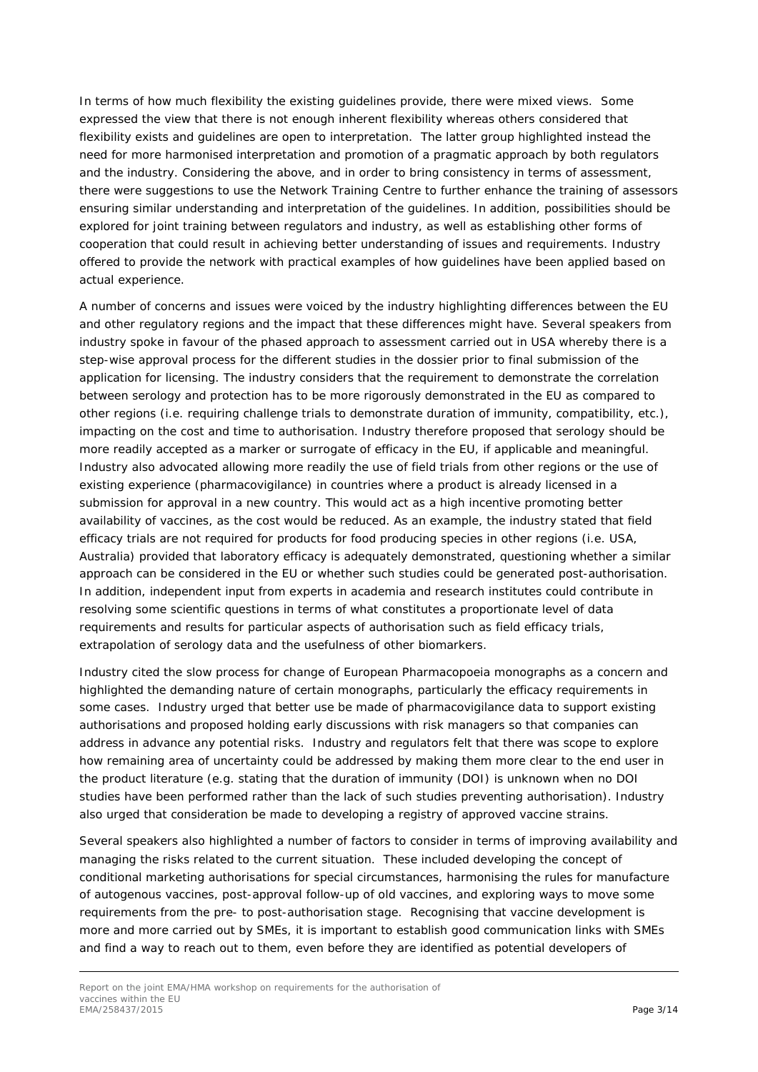In terms of how much flexibility the existing guidelines provide, there were mixed views. Some expressed the view that there is not enough inherent flexibility whereas others considered that flexibility exists and guidelines are open to interpretation. The latter group highlighted instead the need for more harmonised interpretation and promotion of a pragmatic approach by both regulators and the industry. Considering the above, and in order to bring consistency in terms of assessment, there were suggestions to use the Network Training Centre to further enhance the training of assessors ensuring similar understanding and interpretation of the guidelines. In addition, possibilities should be explored for joint training between regulators and industry, as well as establishing other forms of cooperation that could result in achieving better understanding of issues and requirements. Industry offered to provide the network with practical examples of how guidelines have been applied based on actual experience.

A number of concerns and issues were voiced by the industry highlighting differences between the EU and other regulatory regions and the impact that these differences might have. Several speakers from industry spoke in favour of the phased approach to assessment carried out in USA whereby there is a step-wise approval process for the different studies in the dossier prior to final submission of the application for licensing. The industry considers that the requirement to demonstrate the correlation between serology and protection has to be more rigorously demonstrated in the EU as compared to other regions (i.e. requiring challenge trials to demonstrate duration of immunity, compatibility, etc.), impacting on the cost and time to authorisation. Industry therefore proposed that serology should be more readily accepted as a marker or surrogate of efficacy in the EU, if applicable and meaningful. Industry also advocated allowing more readily the use of field trials from other regions or the use of existing experience (pharmacovigilance) in countries where a product is already licensed in a submission for approval in a new country. This would act as a high incentive promoting better availability of vaccines, as the cost would be reduced. As an example, the industry stated that field efficacy trials are not required for products for food producing species in other regions (i.e. USA, Australia) provided that laboratory efficacy is adequately demonstrated, questioning whether a similar approach can be considered in the EU or whether such studies could be generated post-authorisation. In addition, independent input from experts in academia and research institutes could contribute in resolving some scientific questions in terms of what constitutes a proportionate level of data requirements and results for particular aspects of authorisation such as field efficacy trials, extrapolation of serology data and the usefulness of other biomarkers.

Industry cited the slow process for change of European Pharmacopoeia monographs as a concern and highlighted the demanding nature of certain monographs, particularly the efficacy requirements in some cases. Industry urged that better use be made of pharmacovigilance data to support existing authorisations and proposed holding early discussions with risk managers so that companies can address in advance any potential risks. Industry and regulators felt that there was scope to explore how remaining area of uncertainty could be addressed by making them more clear to the end user in the product literature (e.g. stating that the duration of immunity (DOI) is unknown when no DOI studies have been performed rather than the lack of such studies preventing authorisation). Industry also urged that consideration be made to developing a registry of approved vaccine strains.

Several speakers also highlighted a number of factors to consider in terms of improving availability and managing the risks related to the current situation. These included developing the concept of conditional marketing authorisations for special circumstances, harmonising the rules for manufacture of autogenous vaccines, post-approval follow-up of old vaccines, and exploring ways to move some requirements from the pre- to post-authorisation stage. Recognising that vaccine development is more and more carried out by SMEs, it is important to establish good communication links with SMEs and find a way to reach out to them, even before they are identified as potential developers of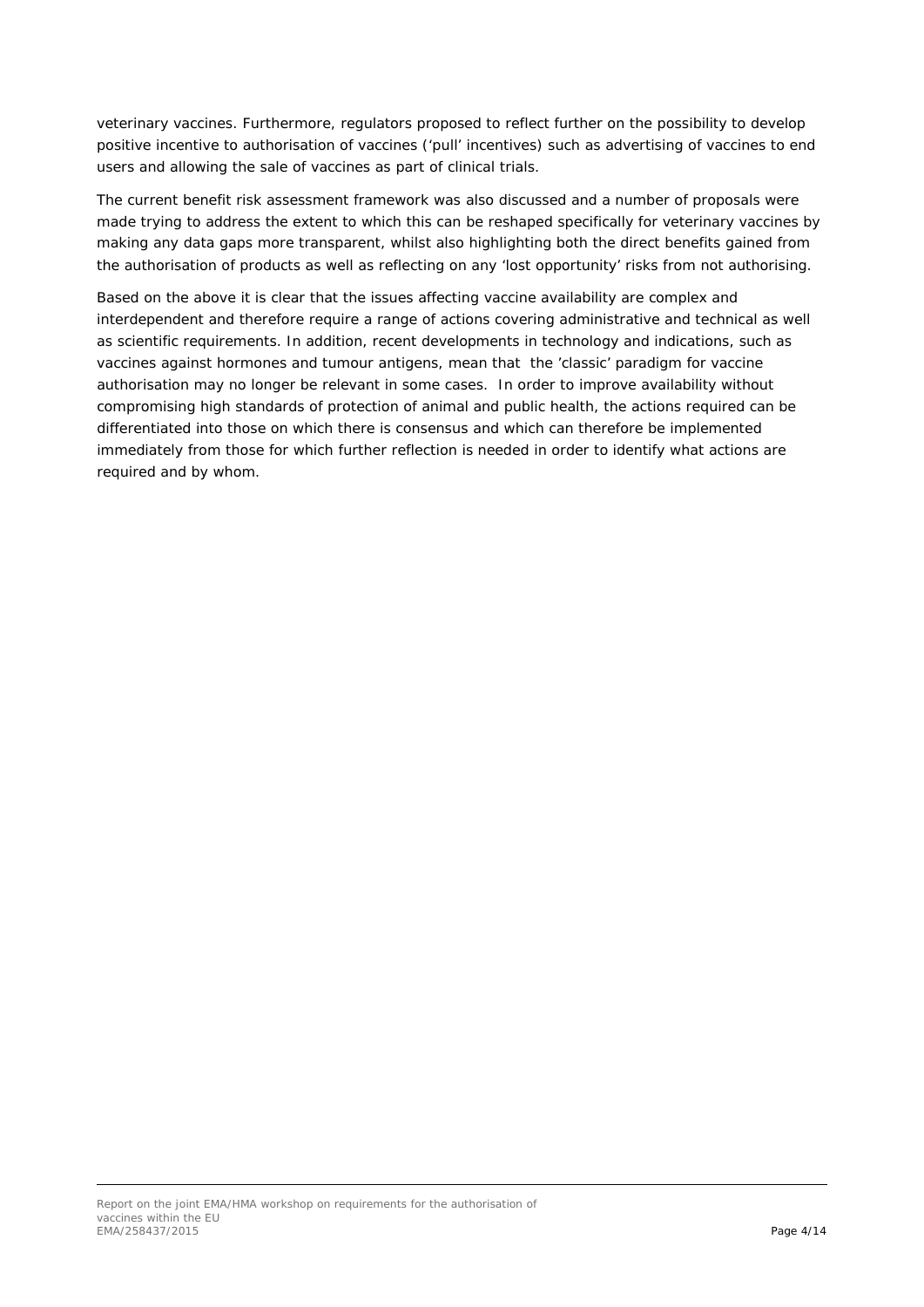veterinary vaccines. Furthermore, regulators proposed to reflect further on the possibility to develop positive incentive to authorisation of vaccines ('pull' incentives) such as advertising of vaccines to end users and allowing the sale of vaccines as part of clinical trials.

The current benefit risk assessment framework was also discussed and a number of proposals were made trying to address the extent to which this can be reshaped specifically for veterinary vaccines by making any data gaps more transparent, whilst also highlighting both the direct benefits gained from the authorisation of products as well as reflecting on any 'lost opportunity' risks from not authorising.

Based on the above it is clear that the issues affecting vaccine availability are complex and interdependent and therefore require a range of actions covering administrative and technical as well as scientific requirements. In addition, recent developments in technology and indications, such as vaccines against hormones and tumour antigens, mean that the 'classic' paradigm for vaccine authorisation may no longer be relevant in some cases. In order to improve availability without compromising high standards of protection of animal and public health, the actions required can be differentiated into those on which there is consensus and which can therefore be implemented immediately from those for which further reflection is needed in order to identify what actions are required and by whom.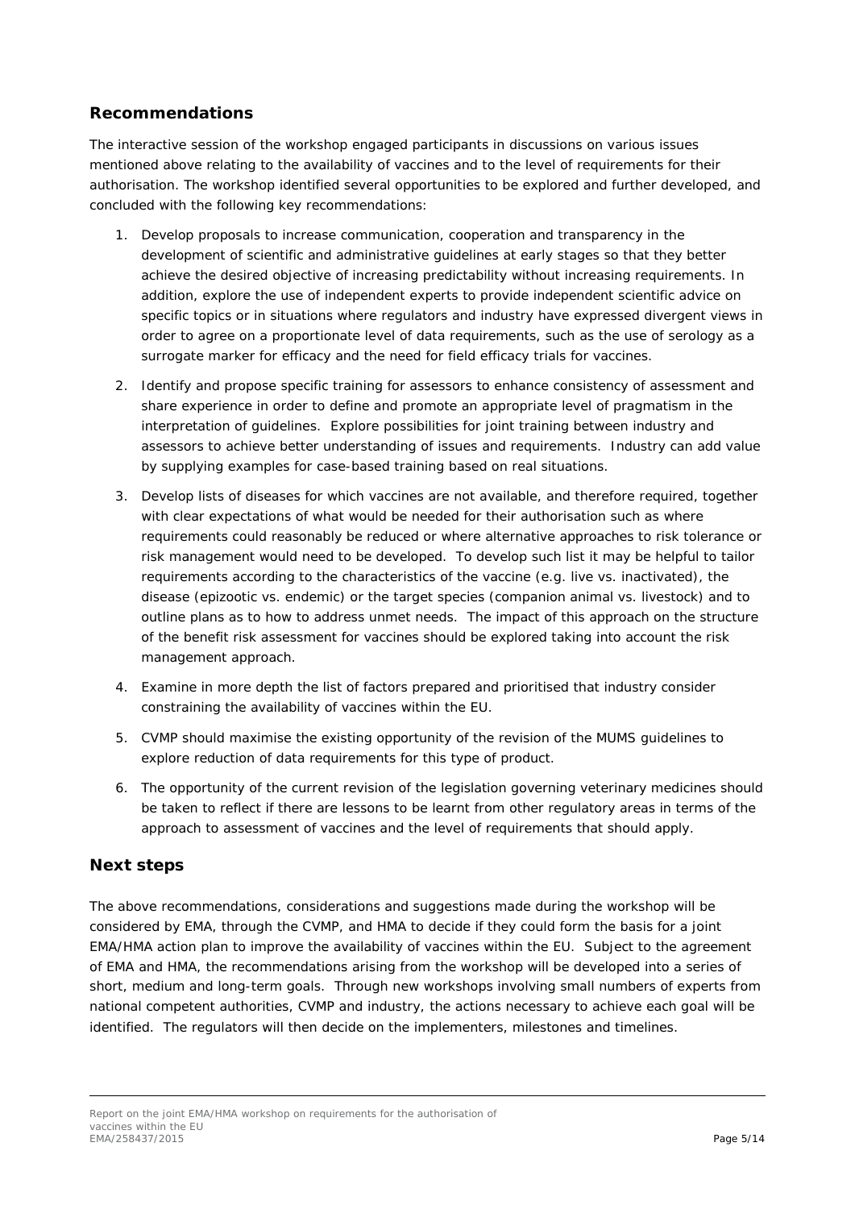## Recommendations

The interactive session of the workshop engaged participants in discussions on various issues mentioned above relating to the availability of vaccines and to the level of requirements for their authorisation. The workshop identified several opportunities to be explored and further developed, and concluded with the following key recommendations:

1. Develop proposals to increase communication, cooperation and transparency in the development of scientific and administrative guidelines at early stages so that they better achieve the desired objective of increasing predictability without increasing requirements. In addition, explore the use of independent experts to provide independent scientific advice on specific topics or in situations where regulators and industry have expressed divergent views in order to agree on a proportionate level of data requirements, such as the use of serology as a surrogate marker for efficacy and the need for field efficacy trials for vaccines.
2. Identify and propose specific training for assessors to enhance consistency of assessment and share experience in order to define and promote an appropriate level of pragmatism in the interpretation of guidelines. Explore possibilities for joint training between industry and assessors to achieve better understanding of issues and requirements. Industry can add value by supplying examples for case-based training based on real situations.
3. Develop lists of diseases for which vaccines are not available, and therefore required, together with clear expectations of what would be needed for their authorisation such as where requirements could reasonably be reduced or where alternative approaches to risk tolerance or risk management would need to be developed. To develop such list it may be helpful to tailor requirements according to the characteristics of the vaccine (e.g. live vs. inactivated), the disease (epizootic vs. endemic) or the target species (companion animal vs. livestock) and to outline plans as to how to address unmet needs. The impact of this approach on the structure of the benefit risk assessment for vaccines should be explored taking into account the risk management approach.
4. Examine in more depth the list of factors prepared and prioritised that industry consider constraining the availability of vaccines within the EU.
5. CVMP should maximise the existing opportunity of the revision of the MUMS guidelines to explore reduction of data requirements for this type of product.
6. The opportunity of the current revision of the legislation governing veterinary medicines should be taken to reflect if there are lessons to be learnt from other regulatory areas in terms of the approach to assessment of vaccines and the level of requirements that should apply.

## Next steps

The above recommendations, considerations and suggestions made during the workshop will be considered by EMA, through the CVMP, and HMA to decide if they could form the basis for a joint EMA/HMA action plan to improve the availability of vaccines within the EU. Subject to the agreement of EMA and HMA, the recommendations arising from the workshop will be developed into a series of short, medium and long-term goals. Through new workshops involving small numbers of experts from national competent authorities, CVMP and industry, the actions necessary to achieve each goal will be identified. The regulators will then decide on the implementers, milestones and timelines.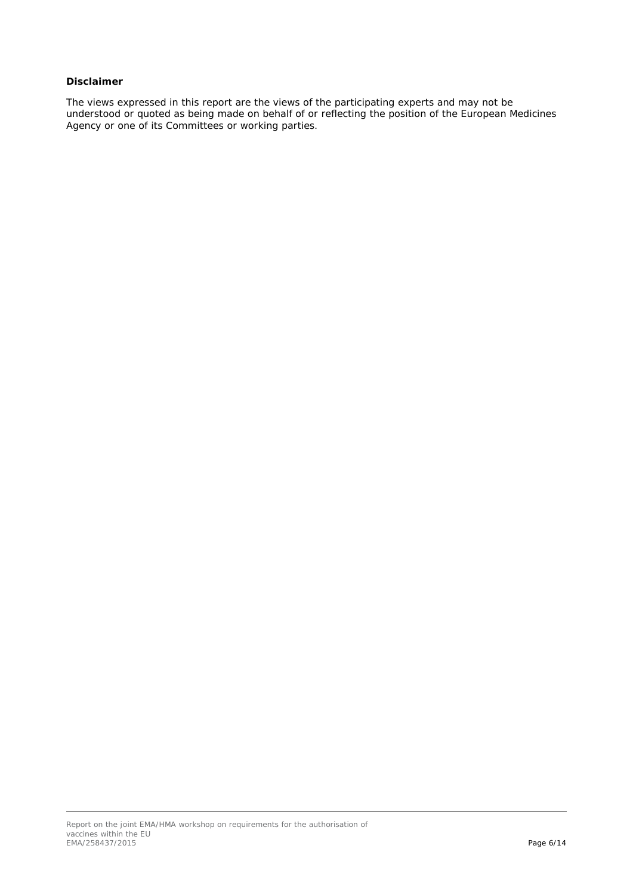**Disclaimer**

The views expressed in this report are the views of the participating experts and may not be understood or quoted as being made on behalf of or reflecting the position of the European Medicines Agency or one of its Committees or working parties.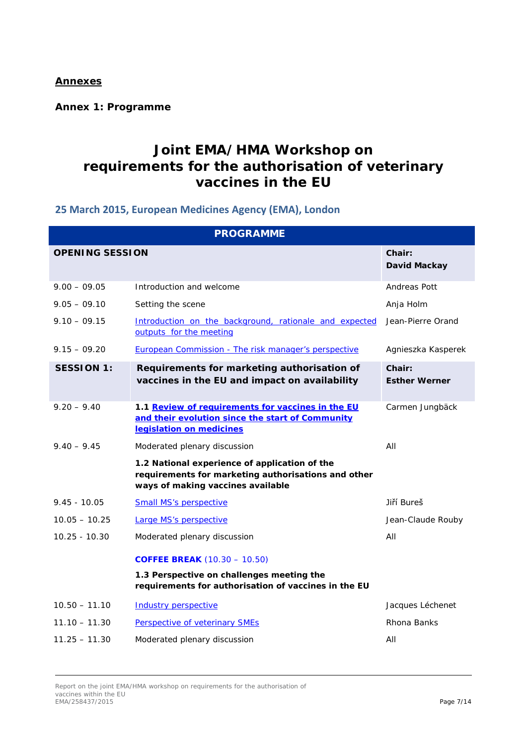## Annexes

### Annex 1: Programme

# Joint EMA/HMA Workshop on requirements for the authorisation of veterinary vaccines in the EU

## 25 March 2015, European Medicines Agency (EMA), London

| PROGRAMME | | |
|---|---|---|
| **OPENING SESSION** | | **Chair: David Mackay** |
| 9.00 – 09.05 | Introduction and welcome | Andreas Pott |
| 9.05 – 09.10 | Setting the scene | Anja Holm |
| 9.10 – 09.15 | Introduction on the background, rationale and expected outputs for the meeting | Jean-Pierre Orand |
| 9.15 – 09.20 | European Commission - The risk manager's perspective | Agnieszka Kasperek |
| **SESSION 1:** | **Requirements for marketing authorisation of vaccines in the EU and impact on availability** | **Chair: Esther Werner** |
| 9.20 – 9.40 | **1.1 Review of requirements for vaccines in the EU and their evolution since the start of Community legislation on medicines** | Carmen Jungbäck |
| 9.40 – 9.45 | Moderated plenary discussion | All |
| | **1.2 National experience of application of the requirements for marketing authorisations and other ways of making vaccines available** | |
| 9.45 - 10.05 | Small MS's perspective | Jiří Bureš |
| 10.05 – 10.25 | Large MS's perspective | Jean-Claude Rouby |
| 10.25 - 10.30 | Moderated plenary discussion | All |
| | **COFFEE BREAK** (10.30 – 10.50) | |
| | **1.3 Perspective on challenges meeting the requirements for authorisation of vaccines in the EU** | |
| 10.50 – 11.10 | Industry perspective | Jacques Léchenet |
| 11.10 – 11.30 | Perspective of veterinary SMEs | Rhona Banks |
| 11.25 – 11.30 | Moderated plenary discussion | All |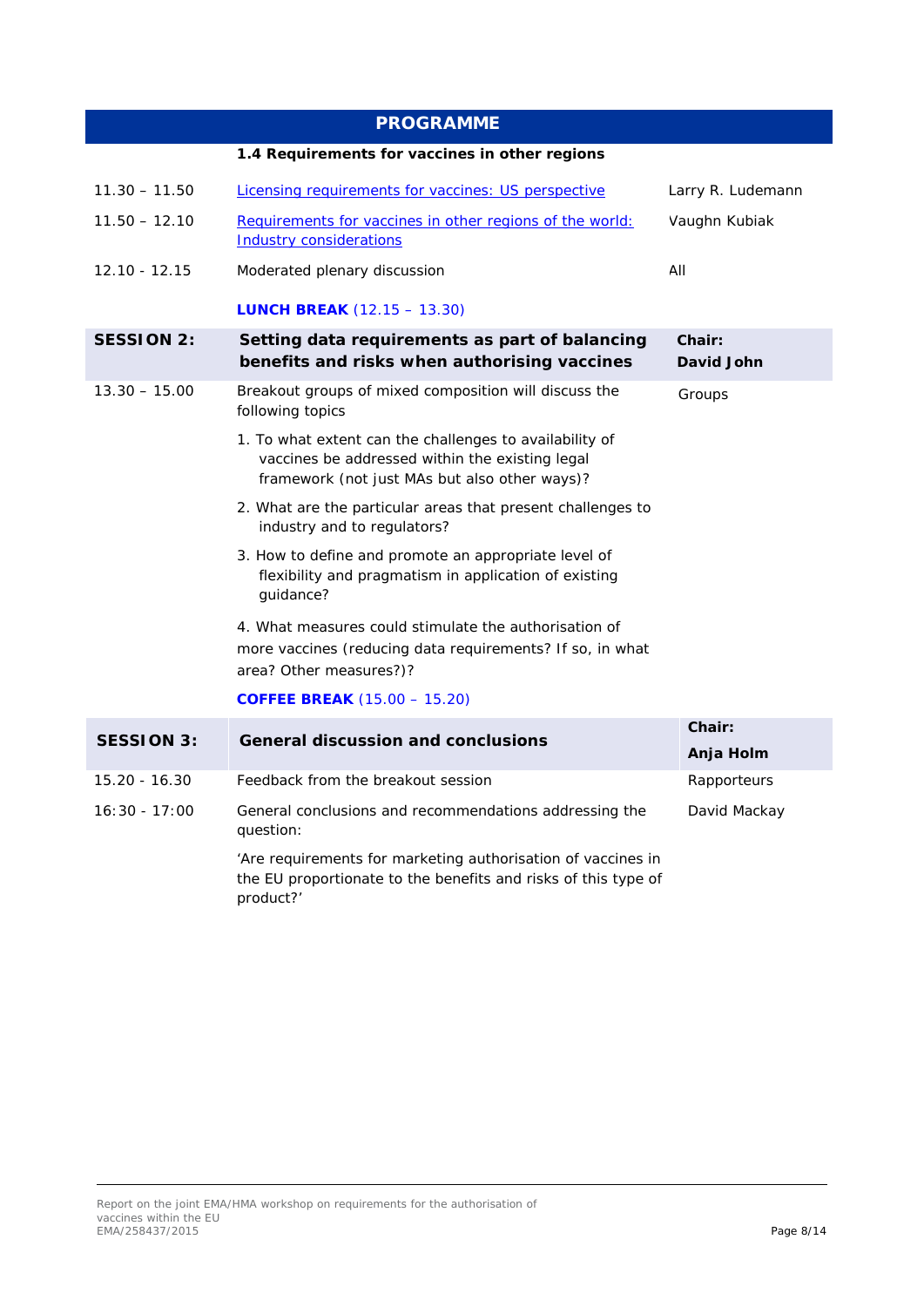| PROGRAMME | | |
|---|---|---|
| | **1.4 Requirements for vaccines in other regions** | |
| 11.30 – 11.50 | Licensing requirements for vaccines: US perspective | Larry R. Ludemann |
| 11.50 – 12.10 | Requirements for vaccines in other regions of the world: Industry considerations | Vaughn Kubiak |
| 12.10 - 12.15 | Moderated plenary discussion | All |
| | **LUNCH BREAK** (12.15 – 13.30) | |
| **SESSION 2:** | **Setting data requirements as part of balancing benefits and risks when authorising vaccines** | **Chair: David John** |
| 13.30 – 15.00 | Breakout groups of mixed composition will discuss the following topics<br>1. To what extent can the challenges to availability of vaccines be addressed within the existing legal framework (not just MAs but also other ways)?<br>2. What are the particular areas that present challenges to industry and to regulators?<br>3. How to define and promote an appropriate level of flexibility and pragmatism in application of existing guidance?<br>4. What measures could stimulate the authorisation of more vaccines (reducing data requirements? If so, in what area? Other measures?)? | Groups |
| | **COFFEE BREAK** (15.00 – 15.20) | |
| **SESSION 3:** | **General discussion and conclusions** | **Chair: Anja Holm** |
| 15.20 - 16.30 | Feedback from the breakout session | Rapporteurs |
| 16:30 - 17:00 | General conclusions and recommendations addressing the question:<br>'Are requirements for marketing authorisation of vaccines in the EU proportionate to the benefits and risks of this type of product?' | David Mackay |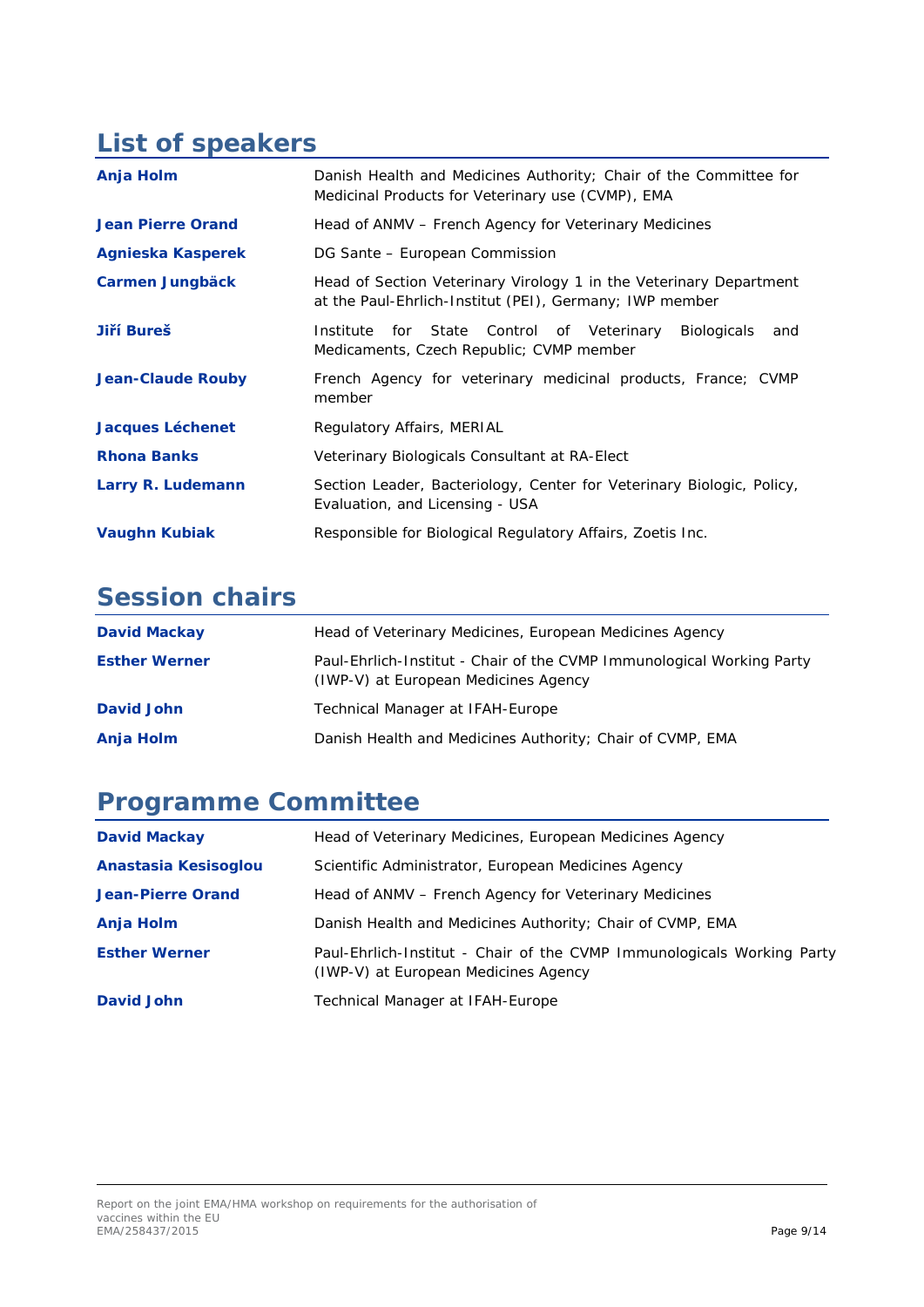## List of speakers

| | |
|---|---|
| **Anja Holm** | Danish Health and Medicines Authority; Chair of the Committee for Medicinal Products for Veterinary use (CVMP), EMA |
| **Jean Pierre Orand** | Head of ANMV – French Agency for Veterinary Medicines |
| **Agnieska Kasperek** | DG Sante – European Commission |
| **Carmen Jungbäck** | Head of Section Veterinary Virology 1 in the Veterinary Department at the Paul-Ehrlich-Institut (PEI), Germany; IWP member |
| **Jiří Bureš** | Institute for State Control of Veterinary Biologicals and Medicaments, Czech Republic; CVMP member |
| **Jean-Claude Rouby** | French Agency for veterinary medicinal products, France; CVMP member |
| **Jacques Léchenet** | Regulatory Affairs, MERIAL |
| **Rhona Banks** | Veterinary Biologicals Consultant at RA-Elect |
| **Larry R. Ludemann** | Section Leader, Bacteriology, Center for Veterinary Biologic, Policy, Evaluation, and Licensing - USA |
| **Vaughn Kubiak** | Responsible for Biological Regulatory Affairs, Zoetis Inc. |

## Session chairs

| | |
|---|---|
| **David Mackay** | Head of Veterinary Medicines, European Medicines Agency |
| **Esther Werner** | Paul-Ehrlich-Institut - Chair of the CVMP Immunological Working Party (IWP-V) at European Medicines Agency |
| **David John** | Technical Manager at IFAH-Europe |
| **Anja Holm** | Danish Health and Medicines Authority; Chair of CVMP, EMA |

## Programme Committee

| | |
|---|---|
| **David Mackay** | Head of Veterinary Medicines, European Medicines Agency |
| **Anastasia Kesisoglou** | Scientific Administrator, European Medicines Agency |
| **Jean-Pierre Orand** | Head of ANMV – French Agency for Veterinary Medicines |
| **Anja Holm** | Danish Health and Medicines Authority; Chair of CVMP, EMA |
| **Esther Werner** | Paul-Ehrlich-Institut - Chair of the CVMP Immunologicals Working Party (IWP-V) at European Medicines Agency |
| **David John** | Technical Manager at IFAH-Europe |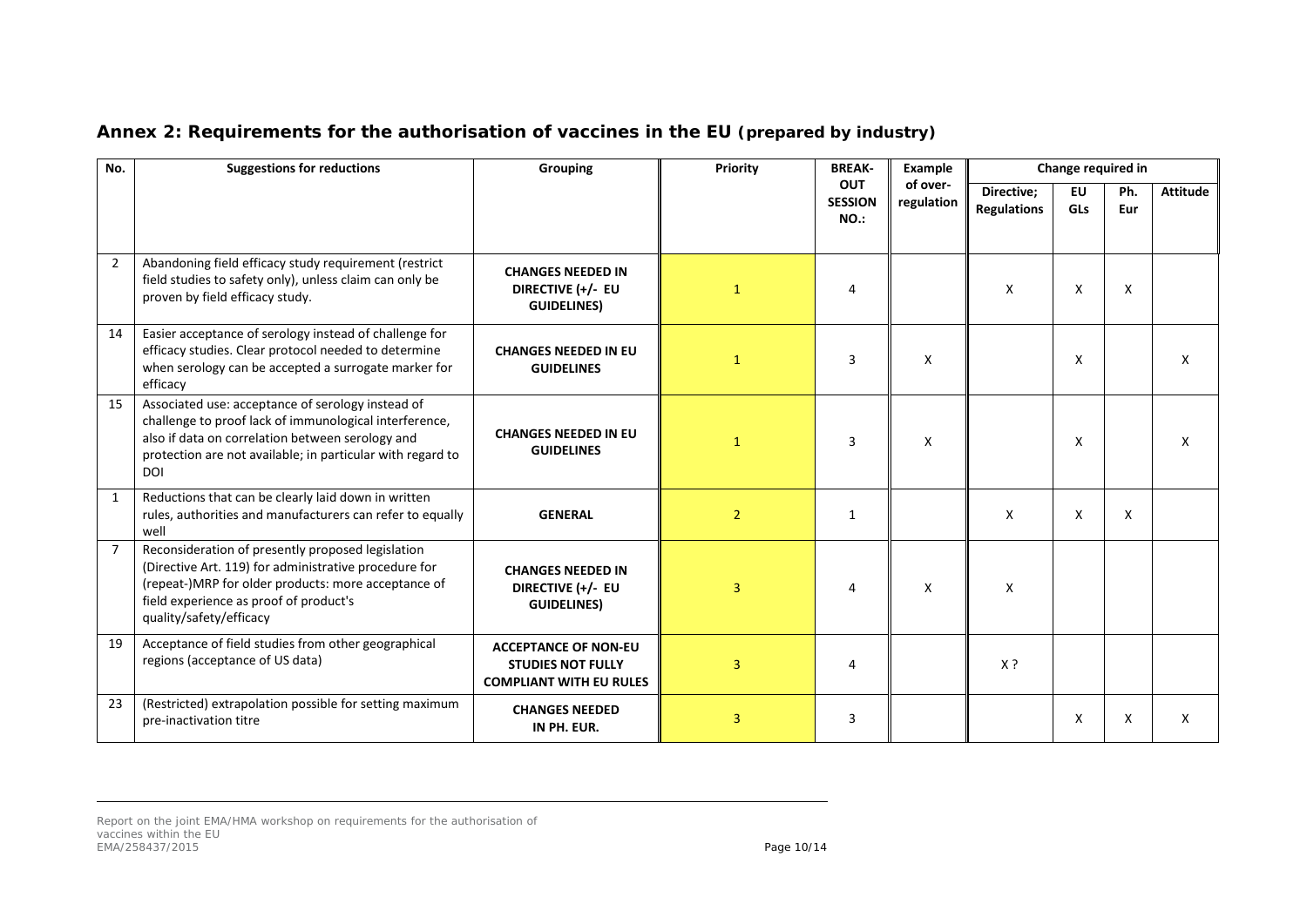## Annex 2: Requirements for the authorisation of vaccines in the EU (prepared by industry)

| No. | Suggestions for reductions | Grouping | Priority | BREAK-OUT SESSION NO.: | Example of over-regulation | Change required in | | | |
|---|---|---|---|---|---|---|---|---|---|
| | | | | | | Directive; Regulations | EU GLs | Ph. Eur | Attitude |
| 2 | Abandoning field efficacy study requirement (restrict field studies to safety only), unless claim can only be proven by field efficacy study. | **CHANGES NEEDED IN DIRECTIVE (+/- EU GUIDELINES)** | 1 | 4 | | X | X | X | |
| 14 | Easier acceptance of serology instead of challenge for efficacy studies. Clear protocol needed to determine when serology can be accepted a surrogate marker for efficacy | **CHANGES NEEDED IN EU GUIDELINES** | 1 | 3 | X | | X | | X |
| 15 | Associated use: acceptance of serology instead of challenge to proof lack of immunological interference, also if data on correlation between serology and protection are not available; in particular with regard to DOI | **CHANGES NEEDED IN EU GUIDELINES** | 1 | 3 | X | | X | | X |
| 1 | Reductions that can be clearly laid down in written rules, authorities and manufacturers can refer to equally well | **GENERAL** | 2 | 1 | | X | X | X | |
| 7 | Reconsideration of presently proposed legislation (Directive Art. 119) for administrative procedure for (repeat-)MRP for older products: more acceptance of field experience as proof of product's quality/safety/efficacy | **CHANGES NEEDED IN DIRECTIVE (+/- EU GUIDELINES)** | 3 | 4 | X | X | | | |
| 19 | Acceptance of field studies from other geographical regions (acceptance of US data) | **ACCEPTANCE OF NON-EU STUDIES NOT FULLY COMPLIANT WITH EU RULES** | 3 | 4 | | X ? | | | |
| 23 | (Restricted) extrapolation possible for setting maximum pre-inactivation titre | **CHANGES NEEDED IN PH. EUR.** | 3 | 3 | | | X | X | X |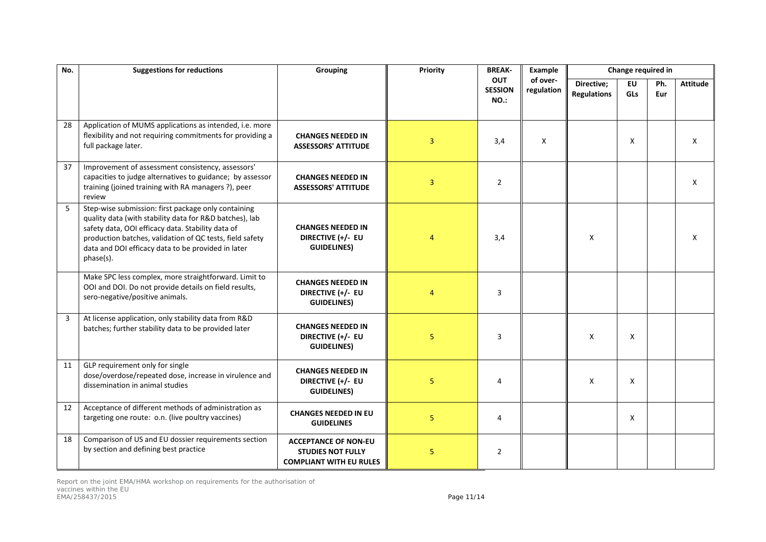| No. | Suggestions for reductions | Grouping | Priority | BREAK-OUT SESSION NO.: | Example of over-regulation | Change required in | | | |
|---|---|---|---|---|---|---|---|---|---|
| | | | | | | Directive; Regulations | EU GLs | Ph. Eur | Attitude |
| 28 | Application of MUMS applications as intended, i.e. more flexibility and not requiring commitments for providing a full package later. | **CHANGES NEEDED IN ASSESSORS' ATTITUDE** | 3 | 3,4 | X | | X | | X |
| 37 | Improvement of assessment consistency, assessors' capacities to judge alternatives to guidance; by assessor training (joined training with RA managers ?), peer review | **CHANGES NEEDED IN ASSESSORS' ATTITUDE** | 3 | 2 | | | | | X |
| 5 | Step-wise submission: first package only containing quality data (with stability data for R&D batches), lab safety data, OOI efficacy data. Stability data of production batches, validation of QC tests, field safety data and DOI efficacy data to be provided in later phase(s). | **CHANGES NEEDED IN DIRECTIVE (+/- EU GUIDELINES)** | 4 | 3,4 | | X | | | X |
| | Make SPC less complex, more straightforward. Limit to OOI and DOI. Do not provide details on field results, sero-negative/positive animals. | **CHANGES NEEDED IN DIRECTIVE (+/- EU GUIDELINES)** | 4 | 3 | | | | | |
| 3 | At license application, only stability data from R&D batches; further stability data to be provided later | **CHANGES NEEDED IN DIRECTIVE (+/- EU GUIDELINES)** | 5 | 3 | | X | X | | |
| 11 | GLP requirement only for single dose/overdose/repeated dose, increase in virulence and dissemination in animal studies | **CHANGES NEEDED IN DIRECTIVE (+/- EU GUIDELINES)** | 5 | 4 | | X | X | | |
| 12 | Acceptance of different methods of administration as targeting one route: o.n. (live poultry vaccines) | **CHANGES NEEDED IN EU GUIDELINES** | 5 | 4 | | | X | | |
| 18 | Comparison of US and EU dossier requirements section by section and defining best practice | **ACCEPTANCE OF NON-EU STUDIES NOT FULLY COMPLIANT WITH EU RULES** | 5 | 2 | | | | | |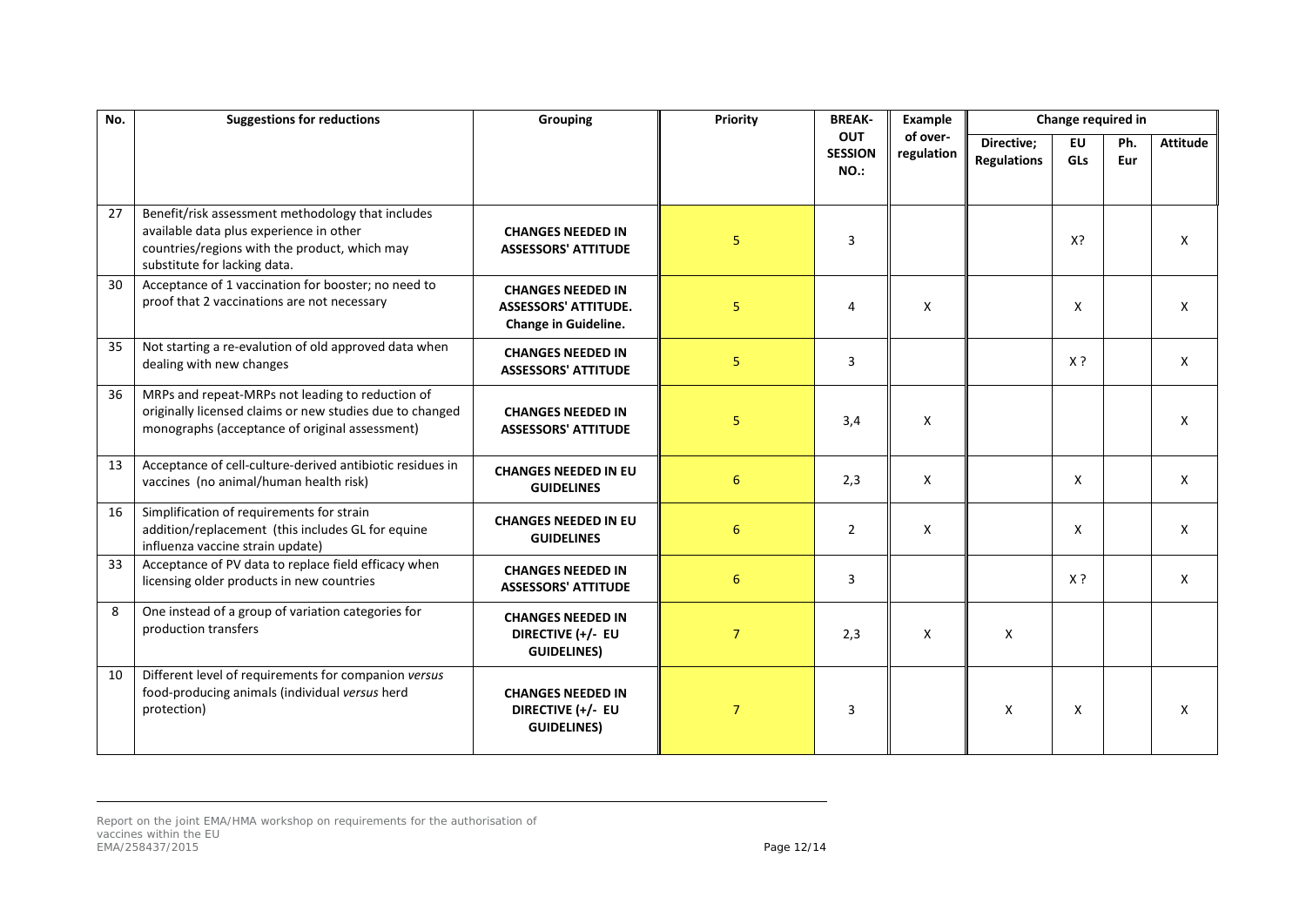| No. | Suggestions for reductions | Grouping | Priority | BREAK-OUT SESSION NO.: | Example of over-regulation | Change required in | | | |
|---|---|---|---|---|---|---|---|---|---|
| | | | | | | Directive; Regulations | EU GLs | Ph. Eur | Attitude |
| 27 | Benefit/risk assessment methodology that includes available data plus experience in other countries/regions with the product, which may substitute for lacking data. | **CHANGES NEEDED IN ASSESSORS' ATTITUDE** | 5 | 3 | | | X? | | X |
| 30 | Acceptance of 1 vaccination for booster; no need to proof that 2 vaccinations are not necessary | **CHANGES NEEDED IN ASSESSORS' ATTITUDE. Change in Guideline.** | 5 | 4 | X | | X | | X |
| 35 | Not starting a re-evalution of old approved data when dealing with new changes | **CHANGES NEEDED IN ASSESSORS' ATTITUDE** | 5 | 3 | | | X ? | | X |
| 36 | MRPs and repeat-MRPs not leading to reduction of originally licensed claims or new studies due to changed monographs (acceptance of original assessment) | **CHANGES NEEDED IN ASSESSORS' ATTITUDE** | 5 | 3,4 | X | | | | X |
| 13 | Acceptance of cell-culture-derived antibiotic residues in vaccines (no animal/human health risk) | **CHANGES NEEDED IN EU GUIDELINES** | 6 | 2,3 | X | | X | | X |
| 16 | Simplification of requirements for strain addition/replacement (this includes GL for equine influenza vaccine strain update) | **CHANGES NEEDED IN EU GUIDELINES** | 6 | 2 | X | | X | | X |
| 33 | Acceptance of PV data to replace field efficacy when licensing older products in new countries | **CHANGES NEEDED IN ASSESSORS' ATTITUDE** | 6 | 3 | | | X ? | | X |
| 8 | One instead of a group of variation categories for production transfers | **CHANGES NEEDED IN DIRECTIVE (+/- EU GUIDELINES)** | 7 | 2,3 | X | X | | | |
| 10 | Different level of requirements for companion *versus* food-producing animals (individual *versus* herd protection) | **CHANGES NEEDED IN DIRECTIVE (+/- EU GUIDELINES)** | 7 | 3 | | X | X | | X |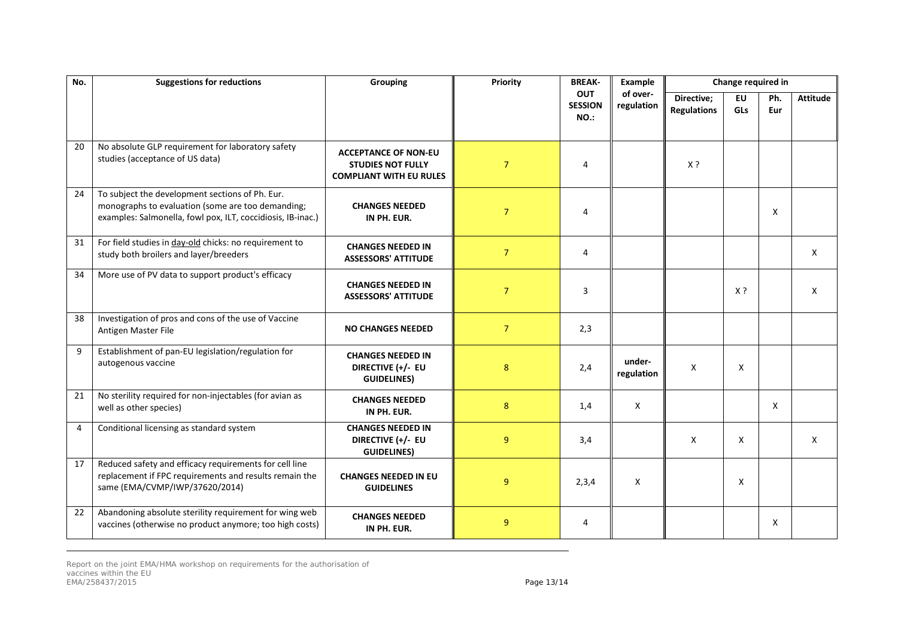| No. | Suggestions for reductions | Grouping | Priority | BREAK-OUT SESSION NO.: | Example of over-regulation | Change required in | | | |
|---|---|---|---|---|---|---|---|---|---|
| | | | | | | Directive; Regulations | EU GLs | Ph. Eur | Attitude |
| 20 | No absolute GLP requirement for laboratory safety studies (acceptance of US data) | **ACCEPTANCE OF NON-EU STUDIES NOT FULLY COMPLIANT WITH EU RULES** | 7 | 4 | | X ? | | | |
| 24 | To subject the development sections of Ph. Eur. monographs to evaluation (some are too demanding; examples: Salmonella, fowl pox, ILT, coccidiosis, IB-inac.) | **CHANGES NEEDED IN PH. EUR.** | 7 | 4 | | | | X | |
| 31 | For field studies in day-old chicks: no requirement to study both broilers and layer/breeders | **CHANGES NEEDED IN ASSESSORS' ATTITUDE** | 7 | 4 | | | | | X |
| 34 | More use of PV data to support product's efficacy | **CHANGES NEEDED IN ASSESSORS' ATTITUDE** | 7 | 3 | | | X ? | | X |
| 38 | Investigation of pros and cons of the use of Vaccine Antigen Master File | **NO CHANGES NEEDED** | 7 | 2,3 | | | | | |
| 9 | Establishment of pan-EU legislation/regulation for autogenous vaccine | **CHANGES NEEDED IN DIRECTIVE (+/- EU GUIDELINES)** | 8 | 2,4 | **under-regulation** | X | X | | |
| 21 | No sterility required for non-injectables (for avian as well as other species) | **CHANGES NEEDED IN PH. EUR.** | 8 | 1,4 | X | | | X | |
| 4 | Conditional licensing as standard system | **CHANGES NEEDED IN DIRECTIVE (+/- EU GUIDELINES)** | 9 | 3,4 | | X | X | | X |
| 17 | Reduced safety and efficacy requirements for cell line replacement if FPC requirements and results remain the same (EMA/CVMP/IWP/37620/2014) | **CHANGES NEEDED IN EU GUIDELINES** | 9 | 2,3,4 | X | | X | | |
| 22 | Abandoning absolute sterility requirement for wing web vaccines (otherwise no product anymore; too high costs) | **CHANGES NEEDED IN PH. EUR.** | 9 | 4 | | | | X | |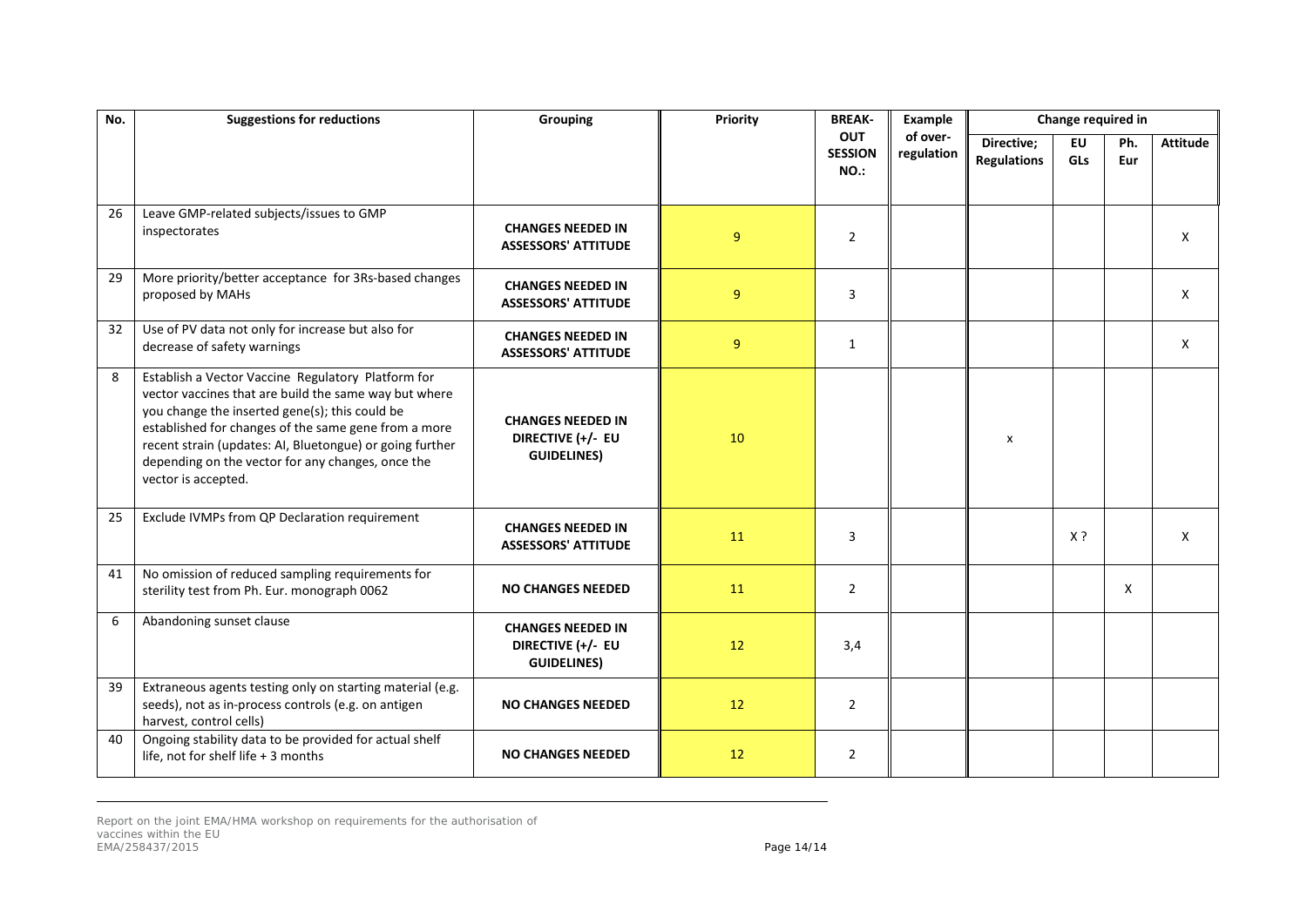| No. | Suggestions for reductions | Grouping | Priority | BREAK-OUT SESSION NO.: | Example of over-regulation | Change required in | | | |
|---|---|---|---|---|---|---|---|---|---|
| | | | | | | Directive; Regulations | EU GLs | Ph. Eur | Attitude |
| 26 | Leave GMP-related subjects/issues to GMP inspectorates | **CHANGES NEEDED IN ASSESSORS' ATTITUDE** | 9 | 2 | | | | | X |
| 29 | More priority/better acceptance for 3Rs-based changes proposed by MAHs | **CHANGES NEEDED IN ASSESSORS' ATTITUDE** | 9 | 3 | | | | | X |
| 32 | Use of PV data not only for increase but also for decrease of safety warnings | **CHANGES NEEDED IN ASSESSORS' ATTITUDE** | 9 | 1 | | | | | X |
| 8 | Establish a Vector Vaccine Regulatory Platform for vector vaccines that are build the same way but where you change the inserted gene(s); this could be established for changes of the same gene from a more recent strain (updates: AI, Bluetongue) or going further depending on the vector for any changes, once the vector is accepted. | **CHANGES NEEDED IN DIRECTIVE (+/- EU GUIDELINES)** | 10 | | | x | | | |
| 25 | Exclude IVMPs from QP Declaration requirement | **CHANGES NEEDED IN ASSESSORS' ATTITUDE** | 11 | 3 | | | X ? | | X |
| 41 | No omission of reduced sampling requirements for sterility test from Ph. Eur. monograph 0062 | **NO CHANGES NEEDED** | 11 | 2 | | | | X | |
| 6 | Abandoning sunset clause | **CHANGES NEEDED IN DIRECTIVE (+/- EU GUIDELINES)** | 12 | 3,4 | | | | | |
| 39 | Extraneous agents testing only on starting material (e.g. seeds), not as in-process controls (e.g. on antigen harvest, control cells) | **NO CHANGES NEEDED** | 12 | 2 | | | | | |
| 40 | Ongoing stability data to be provided for actual shelf life, not for shelf life + 3 months | **NO CHANGES NEEDED** | 12 | 2 | | | | | |